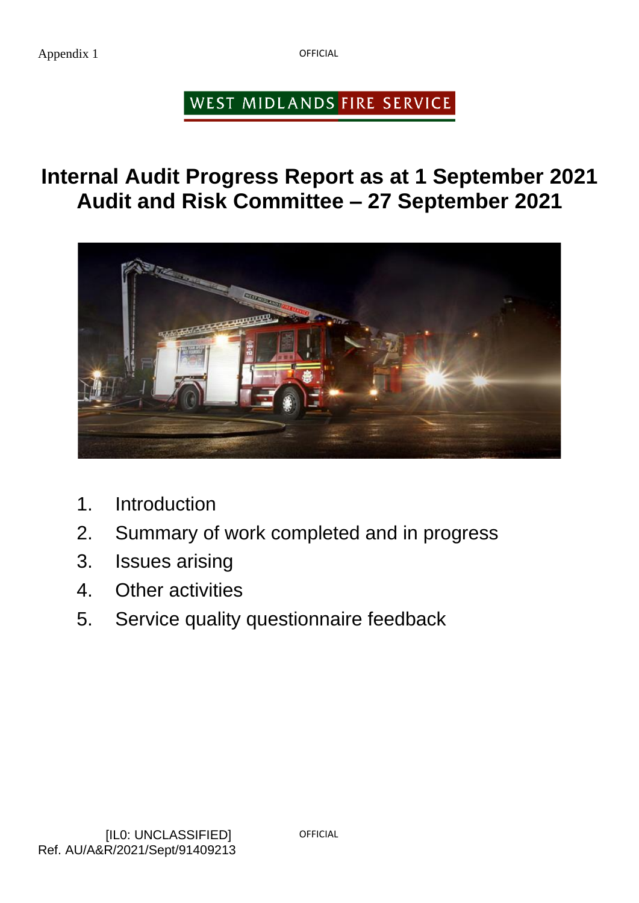Appendix 1

OFFICIAL

WEST MIDLANDS FIRE SERVICE

# Internal Audit Progress Report as at 1 September 2021
# Audit and Risk Committee – 27 September 2021

1. Introduction
2. Summary of work completed and in progress
3. Issues arising
4. Other activities
5. Service quality questionnaire feedback

[IL0: UNCLASSIFIED]
Ref. AU/A&R/2021/Sept/91409213

OFFICIAL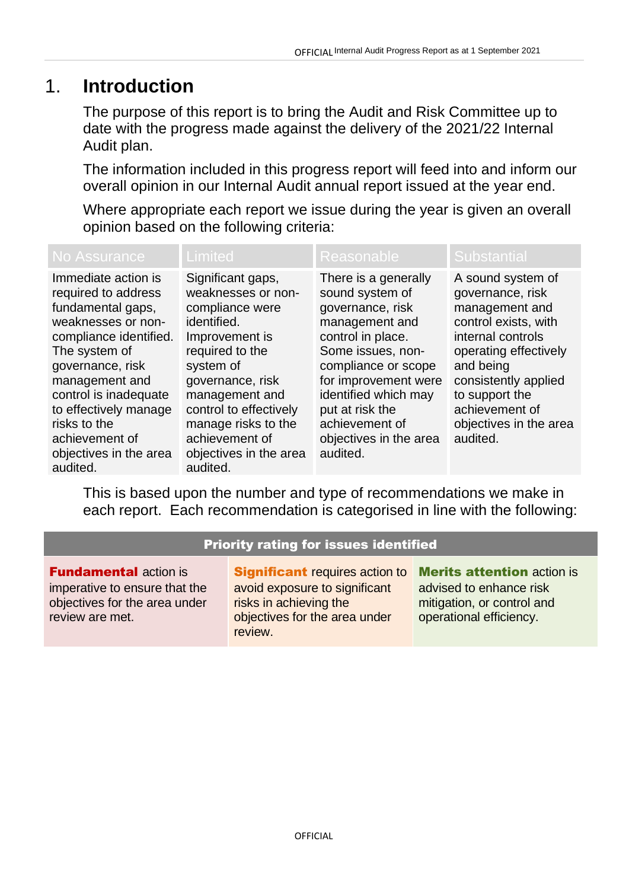# 1. Introduction

The purpose of this report is to bring the Audit and Risk Committee up to date with the progress made against the delivery of the 2021/22 Internal Audit plan.

The information included in this progress report will feed into and inform our overall opinion in our Internal Audit annual report issued at the year end.

Where appropriate each report we issue during the year is given an overall opinion based on the following criteria:

| No Assurance | Limited | Reasonable | Substantial |
|---|---|---|---|
| Immediate action is required to address fundamental gaps, weaknesses or non-compliance identified. The system of governance, risk management and control is inadequate to effectively manage risks to the achievement of objectives in the area audited. | Significant gaps, weaknesses or non-compliance were identified. Improvement is required to the system of governance, risk management and control to effectively manage risks to the achievement of objectives in the area audited. | There is a generally sound system of governance, risk management and control in place. Some issues, non-compliance or scope for improvement were identified which may put at risk the achievement of objectives in the area audited. | A sound system of governance, risk management and control exists, with internal controls operating effectively and being consistently applied to support the achievement of objectives in the area audited. |

This is based upon the number and type of recommendations we make in each report. Each recommendation is categorised in line with the following:

| Priority rating for issues identified | | |
|---|---|---|
| **Fundamental** action is imperative to ensure that the objectives for the area under review are met. | **Significant** requires action to avoid exposure to significant risks in achieving the objectives for the area under review. | **Merits attention** action is advised to enhance risk mitigation, or control and operational efficiency. |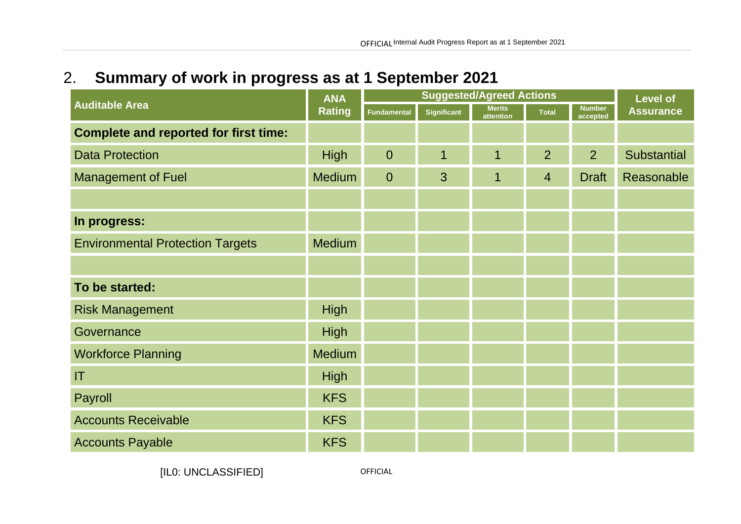## 2. Summary of work in progress as at 1 September 2021

| Auditable Area | ANA Rating | Suggested/Agreed Actions | | | | | Level of Assurance |
|---|---|---|---|---|---|---|---|
| | | Fundamental | Significant | Merits attention | Total | Number accepted | |
| **Complete and reported for first time:** | | | | | | | |
| Data Protection | High | 0 | 1 | 1 | 2 | 2 | Substantial |
| Management of Fuel | Medium | 0 | 3 | 1 | 4 | Draft | Reasonable |
| | | | | | | | |
| **In progress:** | | | | | | | |
| Environmental Protection Targets | Medium | | | | | | |
| | | | | | | | |
| **To be started:** | | | | | | | |
| Risk Management | High | | | | | | |
| Governance | High | | | | | | |
| Workforce Planning | Medium | | | | | | |
| IT | High | | | | | | |
| Payroll | KFS | | | | | | |
| Accounts Receivable | KFS | | | | | | |
| Accounts Payable | KFS | | | | | | |

[IL0: UNCLASSIFIED]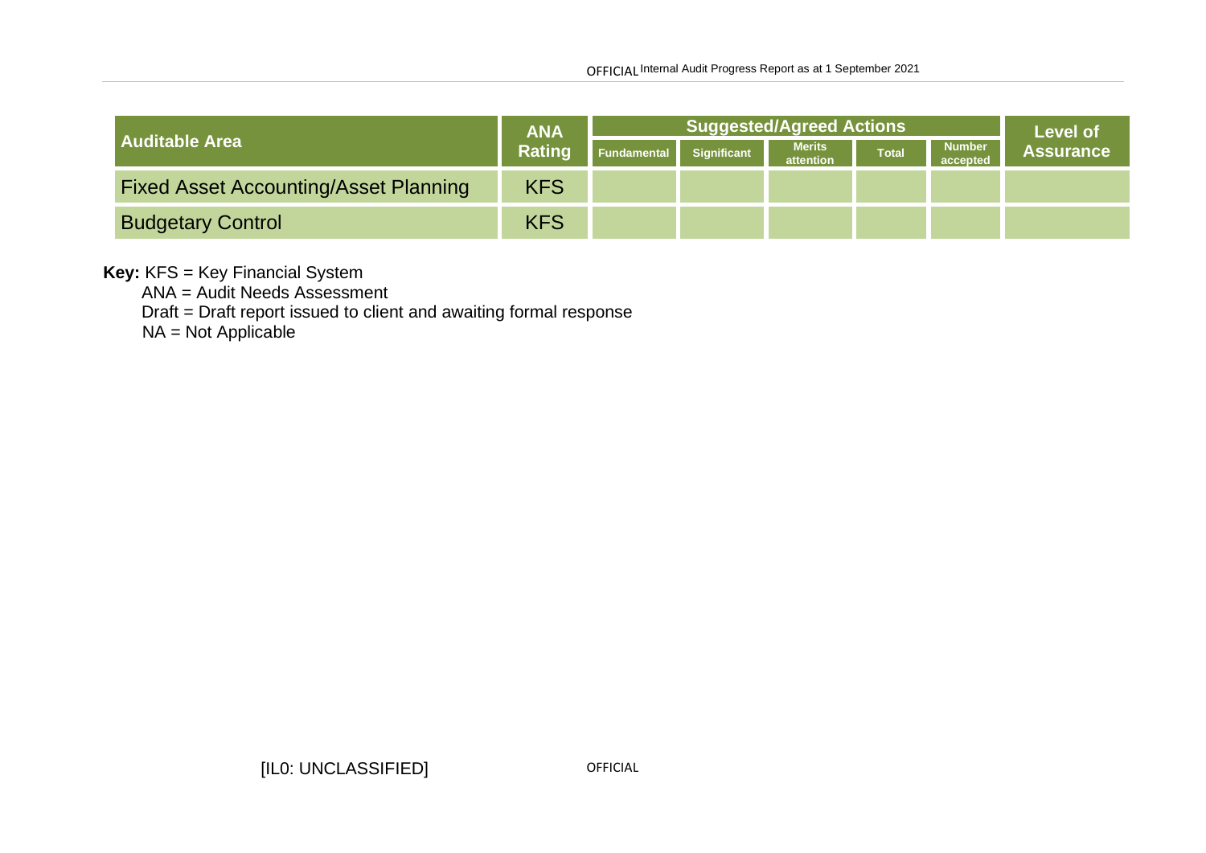| Auditable Area | ANA Rating | Suggested/Agreed Actions | | | | | Level of Assurance |
|---|---|---|---|---|---|---|---|
| | | Fundamental | Significant | Merits attention | Total | Number accepted | |
| Fixed Asset Accounting/Asset Planning | KFS | | | | | | |
| Budgetary Control | KFS | | | | | | |

**Key:** KFS = Key Financial System
ANA = Audit Needs Assessment
Draft = Draft report issued to client and awaiting formal response
NA = Not Applicable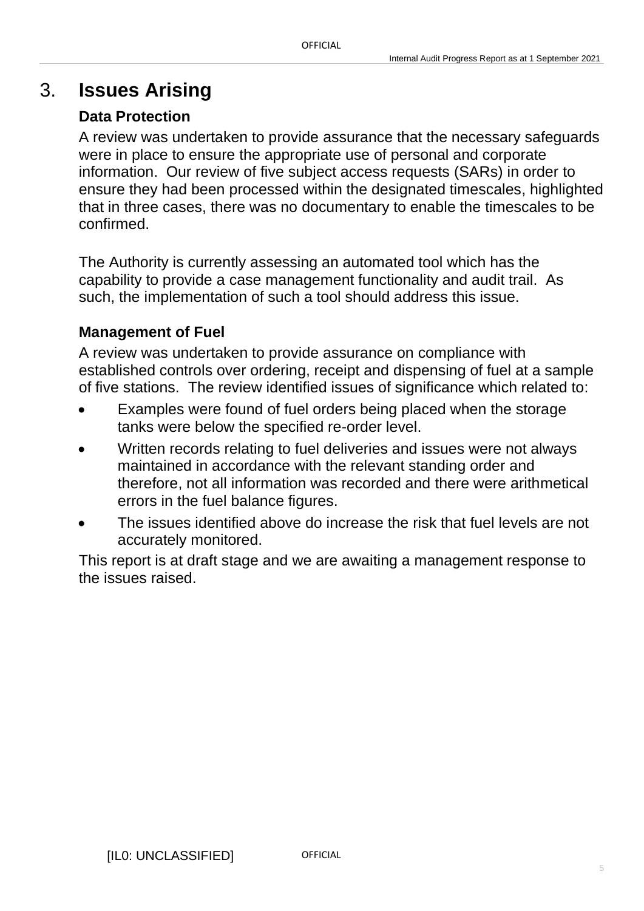## 3. Issues Arising

### Data Protection

A review was undertaken to provide assurance that the necessary safeguards were in place to ensure the appropriate use of personal and corporate information. Our review of five subject access requests (SARs) in order to ensure they had been processed within the designated timescales, highlighted that in three cases, there was no documentary to enable the timescales to be confirmed.

The Authority is currently assessing an automated tool which has the capability to provide a case management functionality and audit trail. As such, the implementation of such a tool should address this issue.

### Management of Fuel

A review was undertaken to provide assurance on compliance with established controls over ordering, receipt and dispensing of fuel at a sample of five stations. The review identified issues of significance which related to:

- Examples were found of fuel orders being placed when the storage tanks were below the specified re-order level.
- Written records relating to fuel deliveries and issues were not always maintained in accordance with the relevant standing order and therefore, not all information was recorded and there were arithmetical errors in the fuel balance figures.
- The issues identified above do increase the risk that fuel levels are not accurately monitored.

This report is at draft stage and we are awaiting a management response to the issues raised.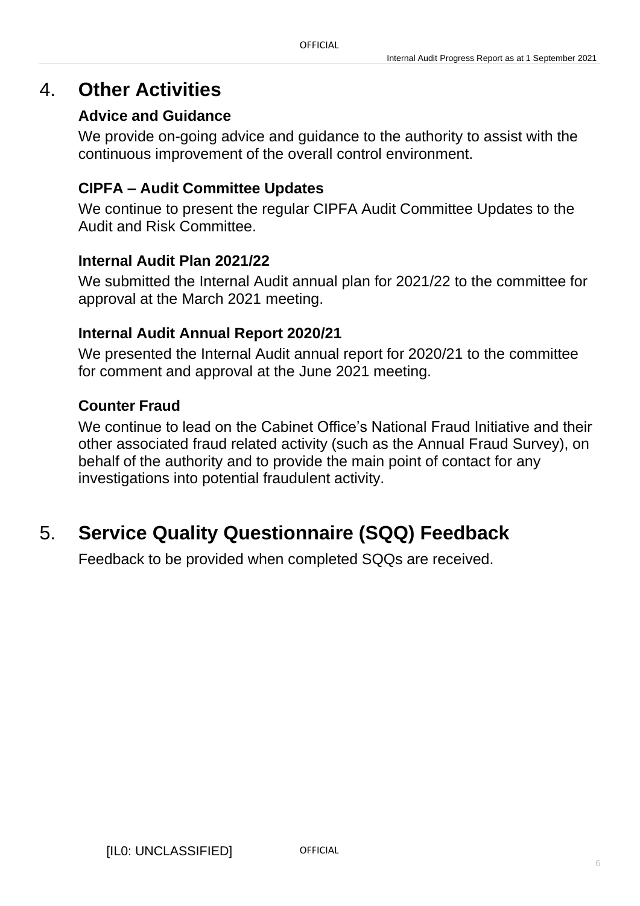# 4. Other Activities

### Advice and Guidance

We provide on-going advice and guidance to the authority to assist with the continuous improvement of the overall control environment.

### CIPFA – Audit Committee Updates

We continue to present the regular CIPFA Audit Committee Updates to the Audit and Risk Committee.

### Internal Audit Plan 2021/22

We submitted the Internal Audit annual plan for 2021/22 to the committee for approval at the March 2021 meeting.

### Internal Audit Annual Report 2020/21

We presented the Internal Audit annual report for 2020/21 to the committee for comment and approval at the June 2021 meeting.

### Counter Fraud

We continue to lead on the Cabinet Office's National Fraud Initiative and their other associated fraud related activity (such as the Annual Fraud Survey), on behalf of the authority and to provide the main point of contact for any investigations into potential fraudulent activity.

# 5. Service Quality Questionnaire (SQQ) Feedback

Feedback to be provided when completed SQQs are received.